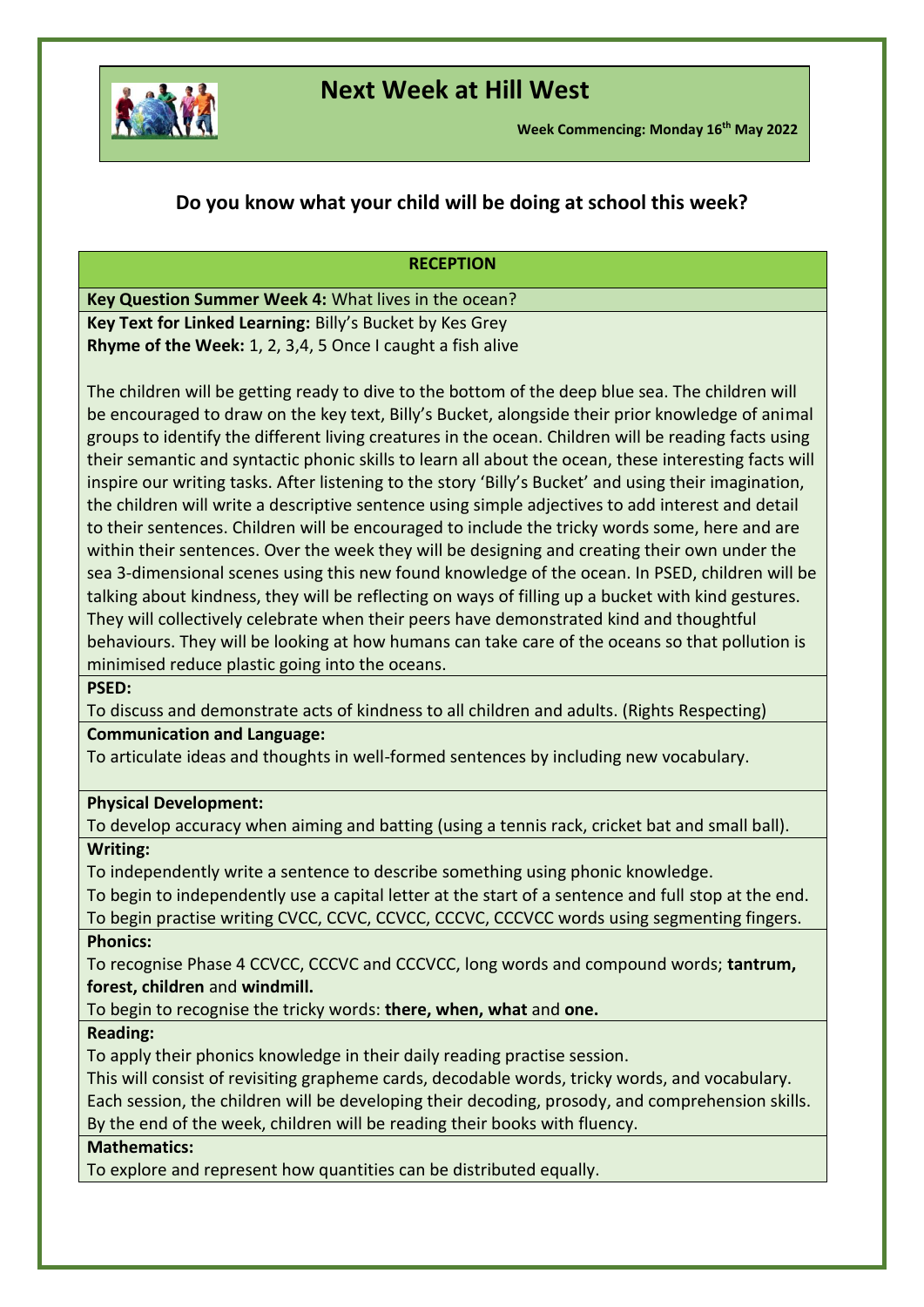# Next Week at Hill West

**Week Commencing: Monday 16th May 2022**

## Do you know what your child will be doing at school this week?

### RECEPTION

**Key Question Summer Week 4:** What lives in the ocean?

**Key Text for Linked Learning:** Billy's Bucket by Kes Grey

**Rhyme of the Week:** 1, 2, 3,4, 5 Once I caught a fish alive

The children will be getting ready to dive to the bottom of the deep blue sea. The children will be encouraged to draw on the key text, Billy's Bucket, alongside their prior knowledge of animal groups to identify the different living creatures in the ocean. Children will be reading facts using their semantic and syntactic phonic skills to learn all about the ocean, these interesting facts will inspire our writing tasks. After listening to the story 'Billy's Bucket' and using their imagination, the children will write a descriptive sentence using simple adjectives to add interest and detail to their sentences. Children will be encouraged to include the tricky words some, here and are within their sentences. Over the week they will be designing and creating their own under the sea 3-dimensional scenes using this new found knowledge of the ocean. In PSED, children will be talking about kindness, they will be reflecting on ways of filling up a bucket with kind gestures. They will collectively celebrate when their peers have demonstrated kind and thoughtful behaviours. They will be looking at how humans can take care of the oceans so that pollution is minimised reduce plastic going into the oceans.

**PSED:**

To discuss and demonstrate acts of kindness to all children and adults. (Rights Respecting)

**Communication and Language:**

To articulate ideas and thoughts in well-formed sentences by including new vocabulary.

**Physical Development:**

To develop accuracy when aiming and batting (using a tennis rack, cricket bat and small ball).

**Writing:**

To independently write a sentence to describe something using phonic knowledge.

To begin to independently use a capital letter at the start of a sentence and full stop at the end.

To begin practise writing CVCC, CCVC, CCVCC, CCCVC, CCCVCC words using segmenting fingers.

**Phonics:**

To recognise Phase 4 CCVCC, CCCVC and CCCVCC, long words and compound words; **tantrum, forest, children** and **windmill.**

To begin to recognise the tricky words: **there, when, what** and **one.**

**Reading:**

To apply their phonics knowledge in their daily reading practise session.

This will consist of revisiting grapheme cards, decodable words, tricky words, and vocabulary.

Each session, the children will be developing their decoding, prosody, and comprehension skills.

By the end of the week, children will be reading their books with fluency.

**Mathematics:**

To explore and represent how quantities can be distributed equally.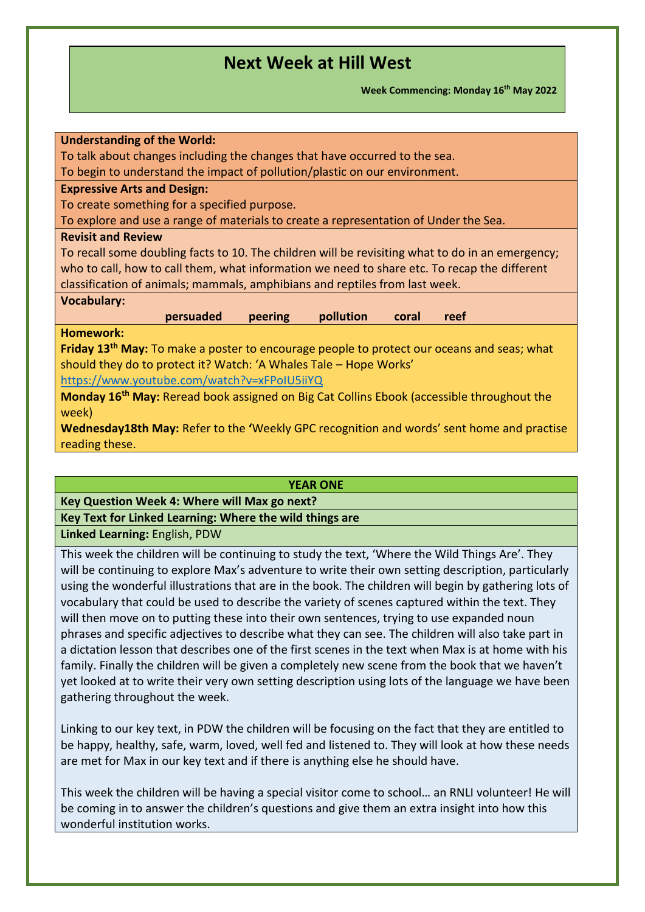# Next Week at Hill West

**Week Commencing: Monday 16th May 2022**

**Understanding of the World:**

To talk about changes including the changes that have occurred to the sea.
To begin to understand the impact of pollution/plastic on our environment.

**Expressive Arts and Design:**

To create something for a specified purpose.
To explore and use a range of materials to create a representation of Under the Sea.

**Revisit and Review**

To recall some doubling facts to 10. The children will be revisiting what to do in an emergency; who to call, how to call them, what information we need to share etc. To recap the different classification of animals; mammals, amphibians and reptiles from last week.

**Vocabulary:**

**persuaded peering pollution coral reef**

**Homework:**

**Friday 13th May:** To make a poster to encourage people to protect our oceans and seas; what should they do to protect it? Watch: 'A Whales Tale – Hope Works'
https://www.youtube.com/watch?v=xFPoIU5iiYQ

**Monday 16th May:** Reread book assigned on Big Cat Collins Ebook (accessible throughout the week)

**Wednesday18th May:** Refer to the **'**Weekly GPC recognition and words' sent home and practise reading these.

## YEAR ONE

**Key Question Week 4: Where will Max go next?**

**Key Text for Linked Learning: Where the wild things are**

**Linked Learning:** English, PDW

This week the children will be continuing to study the text, 'Where the Wild Things Are'. They will be continuing to explore Max's adventure to write their own setting description, particularly using the wonderful illustrations that are in the book. The children will begin by gathering lots of vocabulary that could be used to describe the variety of scenes captured within the text. They will then move on to putting these into their own sentences, trying to use expanded noun phrases and specific adjectives to describe what they can see. The children will also take part in a dictation lesson that describes one of the first scenes in the text when Max is at home with his family. Finally the children will be given a completely new scene from the book that we haven't yet looked at to write their very own setting description using lots of the language we have been gathering throughout the week.

Linking to our key text, in PDW the children will be focusing on the fact that they are entitled to be happy, healthy, safe, warm, loved, well fed and listened to. They will look at how these needs are met for Max in our key text and if there is anything else he should have.

This week the children will be having a special visitor come to school… an RNLI volunteer! He will be coming in to answer the children's questions and give them an extra insight into how this wonderful institution works.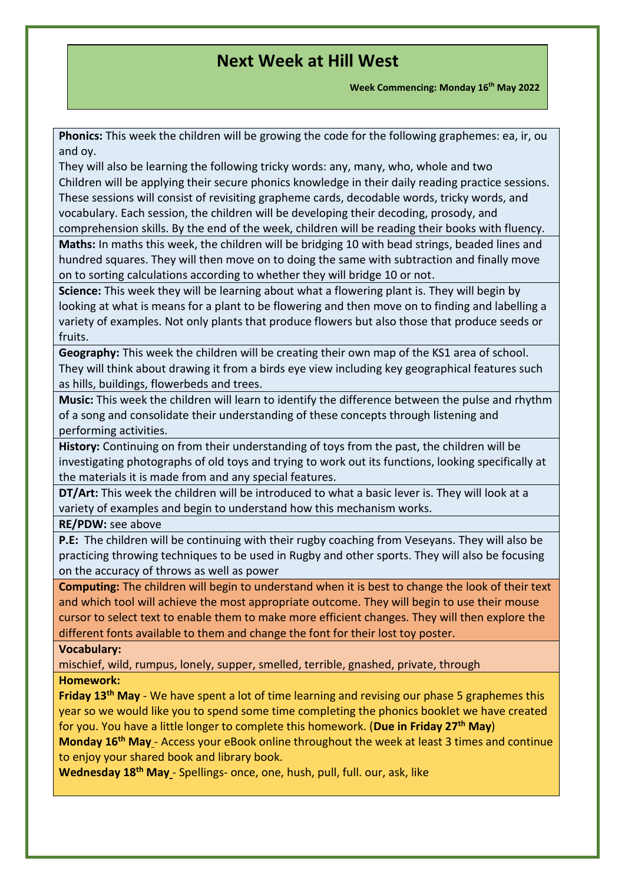# Next Week at Hill West

**Week Commencing: Monday 16th May 2022**

**Phonics:** This week the children will be growing the code for the following graphemes: ea, ir, ou and oy.
They will also be learning the following tricky words: any, many, who, whole and two
Children will be applying their secure phonics knowledge in their daily reading practice sessions. These sessions will consist of revisiting grapheme cards, decodable words, tricky words, and vocabulary. Each session, the children will be developing their decoding, prosody, and comprehension skills. By the end of the week, children will be reading their books with fluency.

**Maths:** In maths this week, the children will be bridging 10 with bead strings, beaded lines and hundred squares. They will then move on to doing the same with subtraction and finally move on to sorting calculations according to whether they will bridge 10 or not.

**Science:** This week they will be learning about what a flowering plant is. They will begin by looking at what is means for a plant to be flowering and then move on to finding and labelling a variety of examples. Not only plants that produce flowers but also those that produce seeds or fruits.

**Geography:** This week the children will be creating their own map of the KS1 area of school. They will think about drawing it from a birds eye view including key geographical features such as hills, buildings, flowerbeds and trees.

**Music:** This week the children will learn to identify the difference between the pulse and rhythm of a song and consolidate their understanding of these concepts through listening and performing activities.

**History:** Continuing on from their understanding of toys from the past, the children will be investigating photographs of old toys and trying to work out its functions, looking specifically at the materials it is made from and any special features.

**DT/Art:** This week the children will be introduced to what a basic lever is. They will look at a variety of examples and begin to understand how this mechanism works.

**RE/PDW:** see above

**P.E:** The children will be continuing with their rugby coaching from Veseyans. They will also be practicing throwing techniques to be used in Rugby and other sports. They will also be focusing on the accuracy of throws as well as power

**Computing:** The children will begin to understand when it is best to change the look of their text and which tool will achieve the most appropriate outcome. They will begin to use their mouse cursor to select text to enable them to make more efficient changes. They will then explore the different fonts available to them and change the font for their lost toy poster.

**Vocabulary:**
mischief, wild, rumpus, lonely, supper, smelled, terrible, gnashed, private, through

**Homework:**
**Friday 13th May** - We have spent a lot of time learning and revising our phase 5 graphemes this year so we would like you to spend some time completing the phonics booklet we have created for you. You have a little longer to complete this homework. (**Due in Friday 27th May**)
**Monday 16th May** - Access your eBook online throughout the week at least 3 times and continue to enjoy your shared book and library book.
**Wednesday 18th May** - Spellings- once, one, hush, pull, full. our, ask, like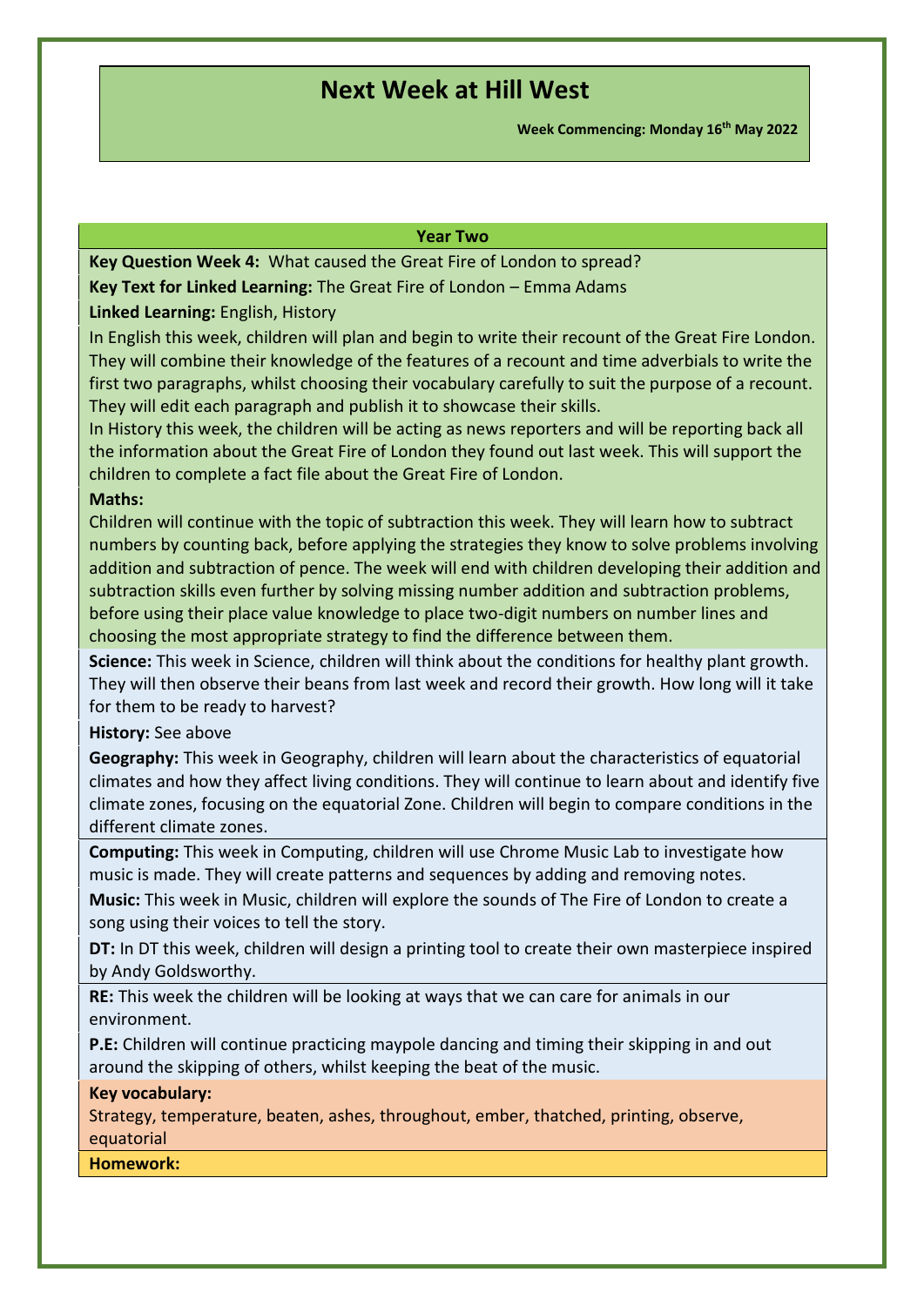# Next Week at Hill West

**Week Commencing: Monday 16th May 2022**

## Year Two

**Key Question Week 4:** What caused the Great Fire of London to spread?

**Key Text for Linked Learning:** The Great Fire of London – Emma Adams

**Linked Learning:** English, History

In English this week, children will plan and begin to write their recount of the Great Fire London. They will combine their knowledge of the features of a recount and time adverbials to write the first two paragraphs, whilst choosing their vocabulary carefully to suit the purpose of a recount. They will edit each paragraph and publish it to showcase their skills.

In History this week, the children will be acting as news reporters and will be reporting back all the information about the Great Fire of London they found out last week. This will support the children to complete a fact file about the Great Fire of London.

**Maths:**

Children will continue with the topic of subtraction this week. They will learn how to subtract numbers by counting back, before applying the strategies they know to solve problems involving addition and subtraction of pence. The week will end with children developing their addition and subtraction skills even further by solving missing number addition and subtraction problems, before using their place value knowledge to place two-digit numbers on number lines and choosing the most appropriate strategy to find the difference between them.

**Science:** This week in Science, children will think about the conditions for healthy plant growth. They will then observe their beans from last week and record their growth. How long will it take for them to be ready to harvest?

**History:** See above

**Geography:** This week in Geography, children will learn about the characteristics of equatorial climates and how they affect living conditions. They will continue to learn about and identify five climate zones, focusing on the equatorial Zone. Children will begin to compare conditions in the different climate zones.

**Computing:** This week in Computing, children will use Chrome Music Lab to investigate how music is made. They will create patterns and sequences by adding and removing notes.

**Music:** This week in Music, children will explore the sounds of The Fire of London to create a song using their voices to tell the story.

**DT:** In DT this week, children will design a printing tool to create their own masterpiece inspired by Andy Goldsworthy.

**RE:** This week the children will be looking at ways that we can care for animals in our environment.

**P.E:** Children will continue practicing maypole dancing and timing their skipping in and out around the skipping of others, whilst keeping the beat of the music.

**Key vocabulary:**

Strategy, temperature, beaten, ashes, throughout, ember, thatched, printing, observe, equatorial

**Homework:**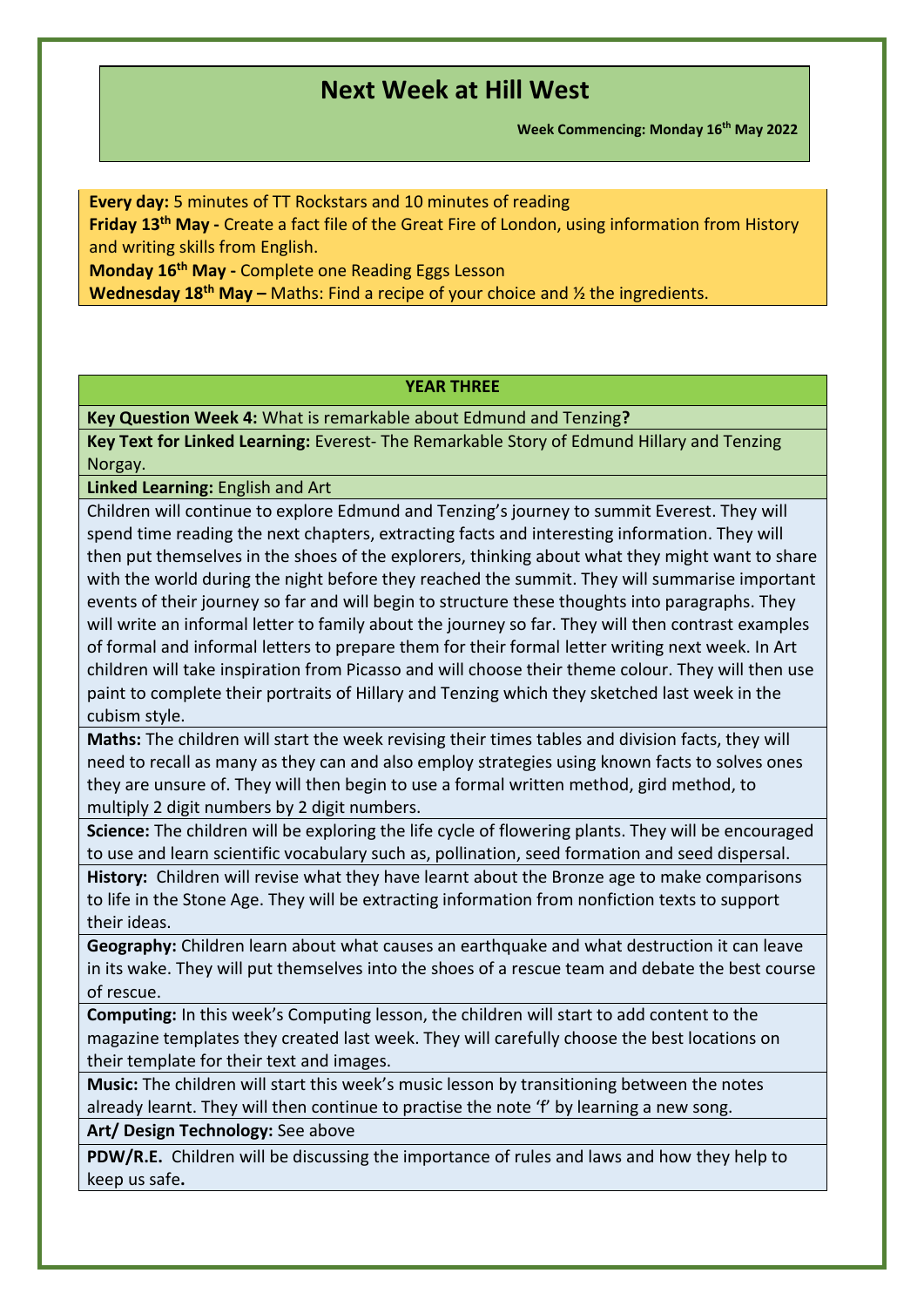# Next Week at Hill West

**Week Commencing: Monday 16th May 2022**

**Every day:** 5 minutes of TT Rockstars and 10 minutes of reading
**Friday 13th May -** Create a fact file of the Great Fire of London, using information from History and writing skills from English.
**Monday 16th May -** Complete one Reading Eggs Lesson
**Wednesday 18th May –** Maths: Find a recipe of your choice and ½ the ingredients.

| **YEAR THREE** |
|---|
| **Key Question Week 4:** What is remarkable about Edmund and Tenzing**?** |
| **Key Text for Linked Learning:** Everest- The Remarkable Story of Edmund Hillary and Tenzing Norgay. |
| **Linked Learning:** English and Art |
| Children will continue to explore Edmund and Tenzing's journey to summit Everest. They will spend time reading the next chapters, extracting facts and interesting information. They will then put themselves in the shoes of the explorers, thinking about what they might want to share with the world during the night before they reached the summit. They will summarise important events of their journey so far and will begin to structure these thoughts into paragraphs. They will write an informal letter to family about the journey so far. They will then contrast examples of formal and informal letters to prepare them for their formal letter writing next week. In Art children will take inspiration from Picasso and will choose their theme colour. They will then use paint to complete their portraits of Hillary and Tenzing which they sketched last week in the cubism style. |
| **Maths:** The children will start the week revising their times tables and division facts, they will need to recall as many as they can and also employ strategies using known facts to solves ones they are unsure of. They will then begin to use a formal written method, gird method, to multiply 2 digit numbers by 2 digit numbers. |
| **Science:** The children will be exploring the life cycle of flowering plants. They will be encouraged to use and learn scientific vocabulary such as, pollination, seed formation and seed dispersal. |
| **History:** Children will revise what they have learnt about the Bronze age to make comparisons to life in the Stone Age. They will be extracting information from nonfiction texts to support their ideas. |
| **Geography:** Children learn about what causes an earthquake and what destruction it can leave in its wake. They will put themselves into the shoes of a rescue team and debate the best course of rescue. |
| **Computing:** In this week's Computing lesson, the children will start to add content to the magazine templates they created last week. They will carefully choose the best locations on their template for their text and images. |
| **Music:** The children will start this week's music lesson by transitioning between the notes already learnt. They will then continue to practise the note 'f' by learning a new song. |
| **Art/ Design Technology:** See above |
| **PDW/R.E.** Children will be discussing the importance of rules and laws and how they help to keep us safe**.** |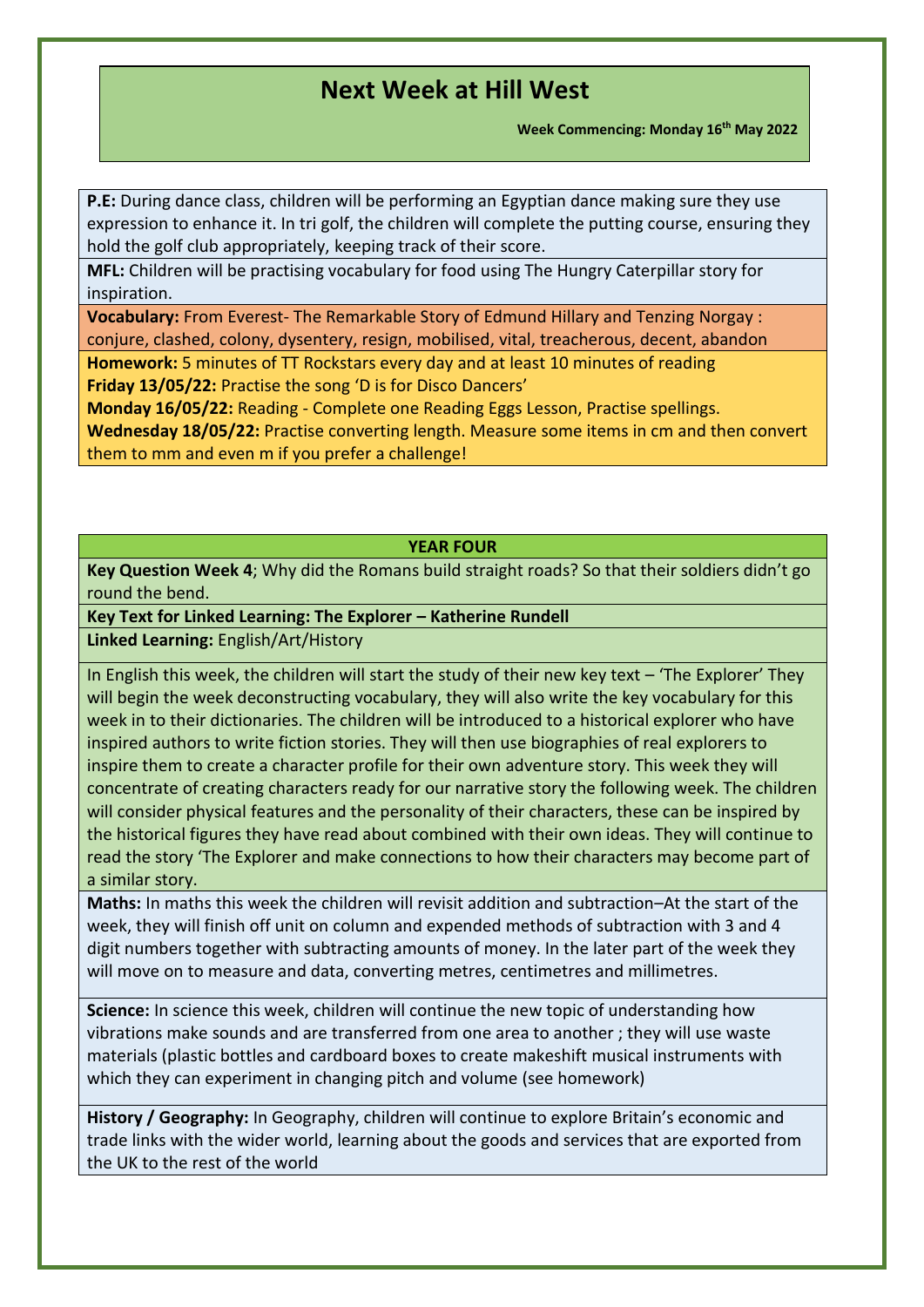# Next Week at Hill West

**Week Commencing: Monday 16th May 2022**

**P.E:** During dance class, children will be performing an Egyptian dance making sure they use expression to enhance it. In tri golf, the children will complete the putting course, ensuring they hold the golf club appropriately, keeping track of their score.

**MFL:** Children will be practising vocabulary for food using The Hungry Caterpillar story for inspiration.

**Vocabulary:** From Everest- The Remarkable Story of Edmund Hillary and Tenzing Norgay : conjure, clashed, colony, dysentery, resign, mobilised, vital, treacherous, decent, abandon

**Homework:** 5 minutes of TT Rockstars every day and at least 10 minutes of reading
**Friday 13/05/22:** Practise the song 'D is for Disco Dancers'
**Monday 16/05/22:** Reading - Complete one Reading Eggs Lesson, Practise spellings.
**Wednesday 18/05/22:** Practise converting length. Measure some items in cm and then convert them to mm and even m if you prefer a challenge!

## YEAR FOUR

**Key Question Week 4**; Why did the Romans build straight roads? So that their soldiers didn't go round the bend.

**Key Text for Linked Learning: The Explorer – Katherine Rundell**

**Linked Learning:** English/Art/History

In English this week, the children will start the study of their new key text – 'The Explorer' They will begin the week deconstructing vocabulary, they will also write the key vocabulary for this week in to their dictionaries. The children will be introduced to a historical explorer who have inspired authors to write fiction stories. They will then use biographies of real explorers to inspire them to create a character profile for their own adventure story. This week they will concentrate of creating characters ready for our narrative story the following week. The children will consider physical features and the personality of their characters, these can be inspired by the historical figures they have read about combined with their own ideas. They will continue to read the story 'The Explorer and make connections to how their characters may become part of a similar story.

**Maths:** In maths this week the children will revisit addition and subtraction–At the start of the week, they will finish off unit on column and expended methods of subtraction with 3 and 4 digit numbers together with subtracting amounts of money. In the later part of the week they will move on to measure and data, converting metres, centimetres and millimetres.

**Science:** In science this week, children will continue the new topic of understanding how vibrations make sounds and are transferred from one area to another ; they will use waste materials (plastic bottles and cardboard boxes to create makeshift musical instruments with which they can experiment in changing pitch and volume (see homework)

**History / Geography:** In Geography, children will continue to explore Britain's economic and trade links with the wider world, learning about the goods and services that are exported from the UK to the rest of the world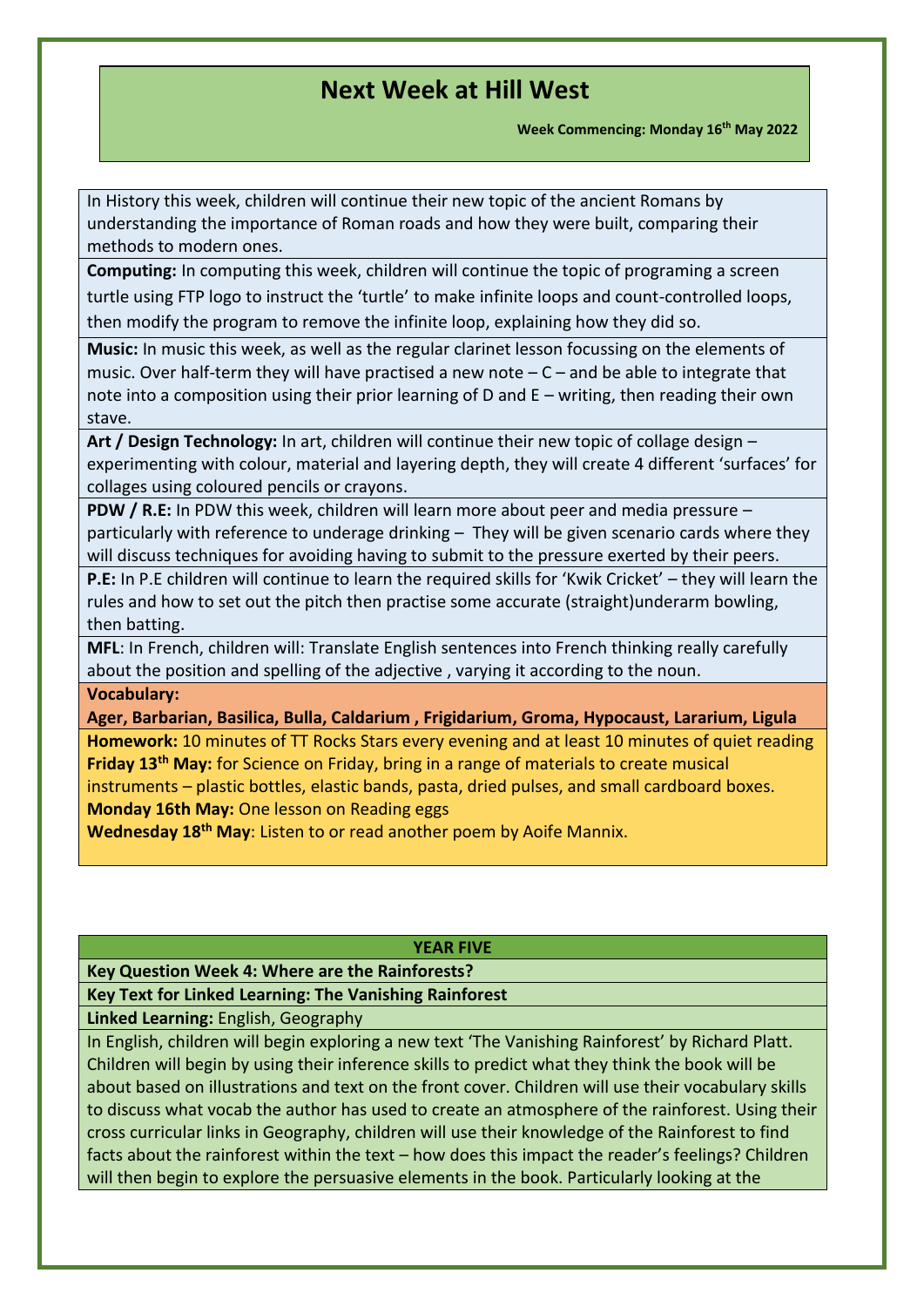# Next Week at Hill West

**Week Commencing: Monday 16th May 2022**

In History this week, children will continue their new topic of the ancient Romans by understanding the importance of Roman roads and how they were built, comparing their methods to modern ones.

**Computing:** In computing this week, children will continue the topic of programing a screen turtle using FTP logo to instruct the 'turtle' to make infinite loops and count-controlled loops, then modify the program to remove the infinite loop, explaining how they did so.

**Music:** In music this week, as well as the regular clarinet lesson focussing on the elements of music. Over half-term they will have practised a new note – C – and be able to integrate that note into a composition using their prior learning of D and E – writing, then reading their own stave.

**Art / Design Technology:** In art, children will continue their new topic of collage design – experimenting with colour, material and layering depth, they will create 4 different 'surfaces' for collages using coloured pencils or crayons.

**PDW / R.E:** In PDW this week, children will learn more about peer and media pressure – particularly with reference to underage drinking – They will be given scenario cards where they will discuss techniques for avoiding having to submit to the pressure exerted by their peers.

**P.E:** In P.E children will continue to learn the required skills for 'Kwik Cricket' – they will learn the rules and how to set out the pitch then practise some accurate (straight)underarm bowling, then batting.

**MFL**: In French, children will: Translate English sentences into French thinking really carefully about the position and spelling of the adjective , varying it according to the noun.

**Vocabulary:**

**Ager, Barbarian, Basilica, Bulla, Caldarium , Frigidarium, Groma, Hypocaust, Lararium, Ligula**

**Homework:** 10 minutes of TT Rocks Stars every evening and at least 10 minutes of quiet reading

**Friday 13th May:** for Science on Friday, bring in a range of materials to create musical instruments – plastic bottles, elastic bands, pasta, dried pulses, and small cardboard boxes.

**Monday 16th May:** One lesson on Reading eggs

**Wednesday 18th May**: Listen to or read another poem by Aoife Mannix.

## YEAR FIVE

**Key Question Week 4: Where are the Rainforests?**

**Key Text for Linked Learning: The Vanishing Rainforest**

**Linked Learning:** English, Geography

In English, children will begin exploring a new text 'The Vanishing Rainforest' by Richard Platt. Children will begin by using their inference skills to predict what they think the book will be about based on illustrations and text on the front cover. Children will use their vocabulary skills to discuss what vocab the author has used to create an atmosphere of the rainforest. Using their cross curricular links in Geography, children will use their knowledge of the Rainforest to find facts about the rainforest within the text – how does this impact the reader's feelings? Children will then begin to explore the persuasive elements in the book. Particularly looking at the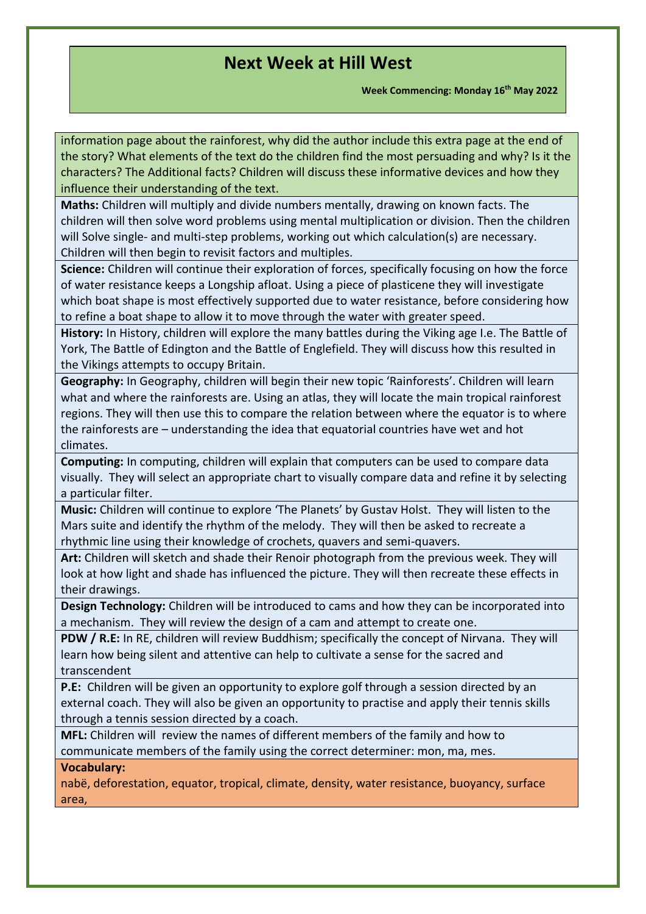# Next Week at Hill West

**Week Commencing: Monday 16th May 2022**

information page about the rainforest, why did the author include this extra page at the end of the story? What elements of the text do the children find the most persuading and why? Is it the characters? The Additional facts? Children will discuss these informative devices and how they influence their understanding of the text.

**Maths:** Children will multiply and divide numbers mentally, drawing on known facts. The children will then solve word problems using mental multiplication or division. Then the children will Solve single- and multi-step problems, working out which calculation(s) are necessary. Children will then begin to revisit factors and multiples.

**Science:** Children will continue their exploration of forces, specifically focusing on how the force of water resistance keeps a Longship afloat. Using a piece of plasticene they will investigate which boat shape is most effectively supported due to water resistance, before considering how to refine a boat shape to allow it to move through the water with greater speed.

**History:** In History, children will explore the many battles during the Viking age I.e. The Battle of York, The Battle of Edington and the Battle of Englefield. They will discuss how this resulted in the Vikings attempts to occupy Britain.

**Geography:** In Geography, children will begin their new topic 'Rainforests'. Children will learn what and where the rainforests are. Using an atlas, they will locate the main tropical rainforest regions. They will then use this to compare the relation between where the equator is to where the rainforests are – understanding the idea that equatorial countries have wet and hot climates.

**Computing:** In computing, children will explain that computers can be used to compare data visually. They will select an appropriate chart to visually compare data and refine it by selecting a particular filter.

**Music:** Children will continue to explore 'The Planets' by Gustav Holst. They will listen to the Mars suite and identify the rhythm of the melody. They will then be asked to recreate a rhythmic line using their knowledge of crochets, quavers and semi-quavers.

**Art:** Children will sketch and shade their Renoir photograph from the previous week. They will look at how light and shade has influenced the picture. They will then recreate these effects in their drawings.

**Design Technology:** Children will be introduced to cams and how they can be incorporated into a mechanism. They will review the design of a cam and attempt to create one.

**PDW / R.E:** In RE, children will review Buddhism; specifically the concept of Nirvana. They will learn how being silent and attentive can help to cultivate a sense for the sacred and transcendent

**P.E:** Children will be given an opportunity to explore golf through a session directed by an external coach. They will also be given an opportunity to practise and apply their tennis skills through a tennis session directed by a coach.

**MFL:** Children will review the names of different members of the family and how to communicate members of the family using the correct determiner: mon, ma, mes.

**Vocabulary:**

nabë, deforestation, equator, tropical, climate, density, water resistance, buoyancy, surface area,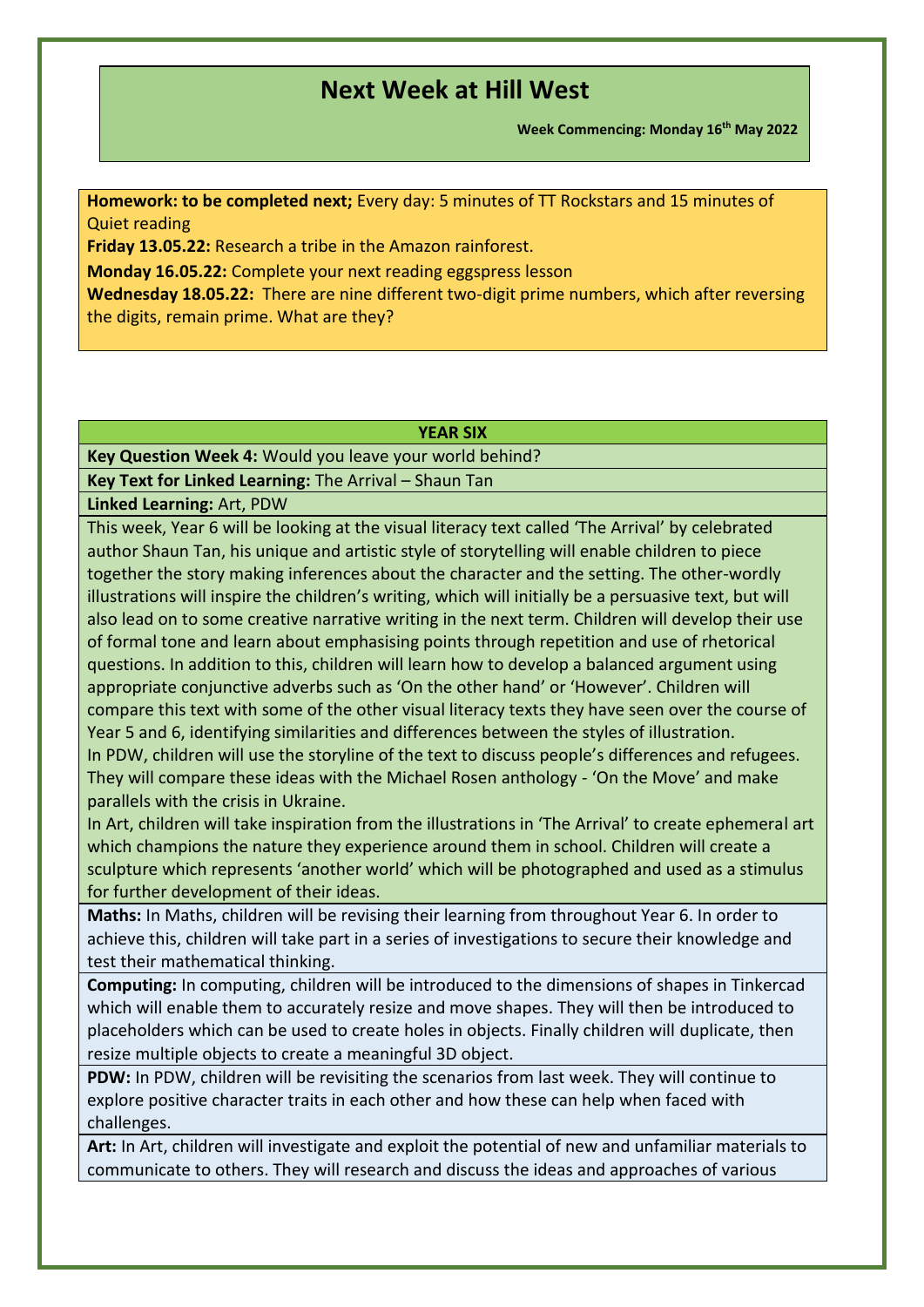# Next Week at Hill West

**Week Commencing: Monday 16th May 2022**

**Homework: to be completed next;** Every day: 5 minutes of TT Rockstars and 15 minutes of Quiet reading

**Friday 13.05.22:** Research a tribe in the Amazon rainforest.

**Monday 16.05.22:** Complete your next reading eggspress lesson

**Wednesday 18.05.22:** There are nine different two-digit prime numbers, which after reversing the digits, remain prime. What are they?

| YEAR SIX |
|---|
| **Key Question Week 4:** Would you leave your world behind? |
| **Key Text for Linked Learning:** The Arrival – Shaun Tan |
| **Linked Learning:** Art, PDW |
| This week, Year 6 will be looking at the visual literacy text called 'The Arrival' by celebrated author Shaun Tan, his unique and artistic style of storytelling will enable children to piece together the story making inferences about the character and the setting. The other-wordly illustrations will inspire the children's writing, which will initially be a persuasive text, but will also lead on to some creative narrative writing in the next term. Children will develop their use of formal tone and learn about emphasising points through repetition and use of rhetorical questions. In addition to this, children will learn how to develop a balanced argument using appropriate conjunctive adverbs such as 'On the other hand' or 'However'. Children will compare this text with some of the other visual literacy texts they have seen over the course of Year 5 and 6, identifying similarities and differences between the styles of illustration. In PDW, children will use the storyline of the text to discuss people's differences and refugees. They will compare these ideas with the Michael Rosen anthology - 'On the Move' and make parallels with the crisis in Ukraine. In Art, children will take inspiration from the illustrations in 'The Arrival' to create ephemeral art which champions the nature they experience around them in school. Children will create a sculpture which represents 'another world' which will be photographed and used as a stimulus for further development of their ideas. |
| **Maths:** In Maths, children will be revising their learning from throughout Year 6. In order to achieve this, children will take part in a series of investigations to secure their knowledge and test their mathematical thinking. |
| **Computing:** In computing, children will be introduced to the dimensions of shapes in Tinkercad which will enable them to accurately resize and move shapes. They will then be introduced to placeholders which can be used to create holes in objects. Finally children will duplicate, then resize multiple objects to create a meaningful 3D object. |
| **PDW:** In PDW, children will be revisiting the scenarios from last week. They will continue to explore positive character traits in each other and how these can help when faced with challenges. |
| **Art:** In Art, children will investigate and exploit the potential of new and unfamiliar materials to communicate to others. They will research and discuss the ideas and approaches of various |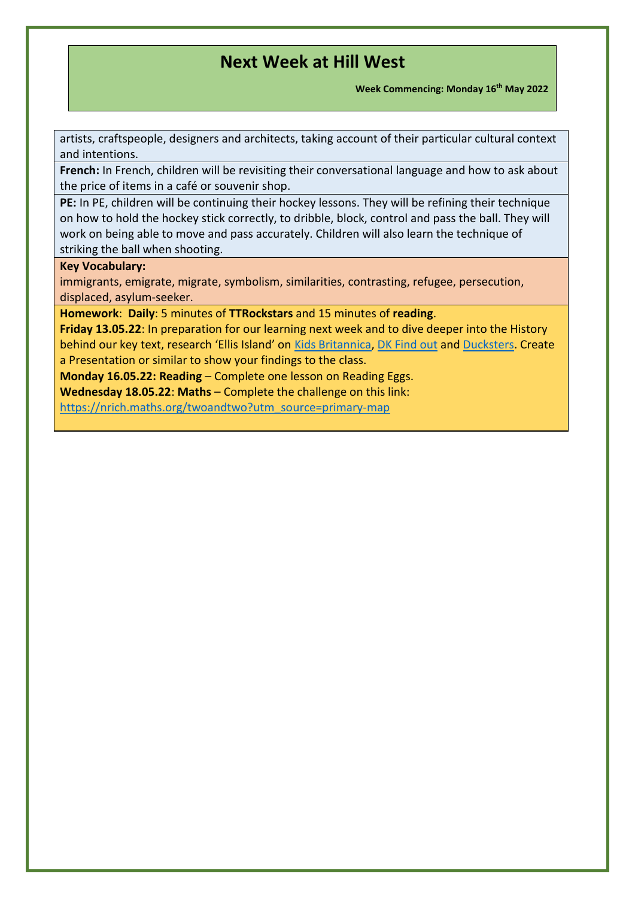# Next Week at Hill West

**Week Commencing: Monday 16th May 2022**

artists, craftspeople, designers and architects, taking account of their particular cultural context and intentions.

**French:** In French, children will be revisiting their conversational language and how to ask about the price of items in a café or souvenir shop.

**PE:** In PE, children will be continuing their hockey lessons. They will be refining their technique on how to hold the hockey stick correctly, to dribble, block, control and pass the ball. They will work on being able to move and pass accurately. Children will also learn the technique of striking the ball when shooting.

**Key Vocabulary:**

immigrants, emigrate, migrate, symbolism, similarities, contrasting, refugee, persecution, displaced, asylum-seeker.

**Homework**: **Daily**: 5 minutes of **TTRockstars** and 15 minutes of **reading**.

**Friday 13.05.22**: In preparation for our learning next week and to dive deeper into the History behind our key text, research 'Ellis Island' on Kids Britannica, DK Find out and Ducksters. Create a Presentation or similar to show your findings to the class.

**Monday 16.05.22: Reading** – Complete one lesson on Reading Eggs.

**Wednesday 18.05.22**: **Maths** – Complete the challenge on this link: https://nrich.maths.org/twoandtwo?utm_source=primary-map